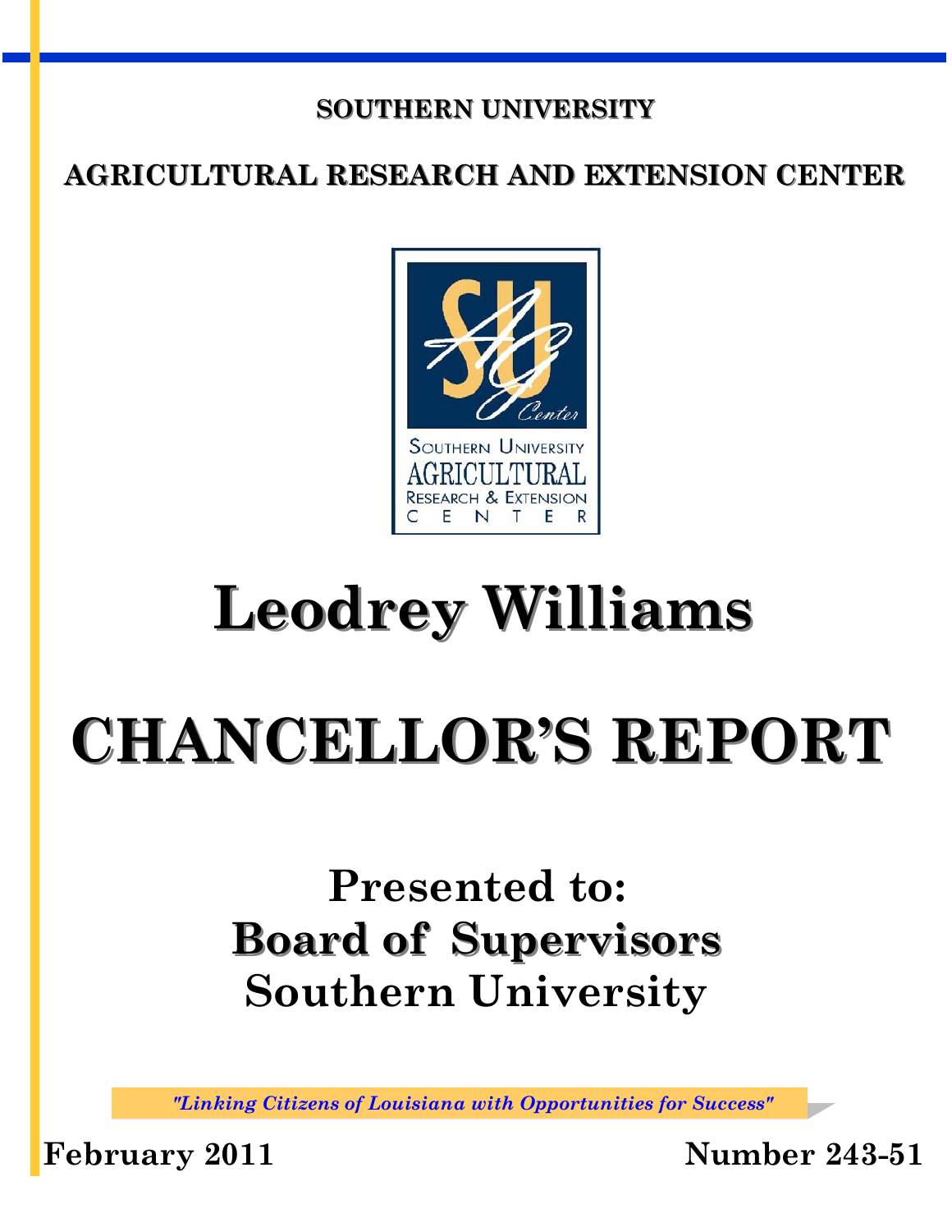**SOUTHERN UNIVERSITY**

**AGRICULTURAL RESEARCH AND EXTENSION CENTER**

SOUTHERN UNIVERSITY
AGRICULTURAL
RESEARCH & EXTENSION
CENTER

# Leodrey Williams

# CHANCELLOR'S REPORT

## Presented to:
## Board of Supervisors
## Southern University

*"Linking Citizens of Louisiana with Opportunities for Success"*

**February 2011** **Number 243-51**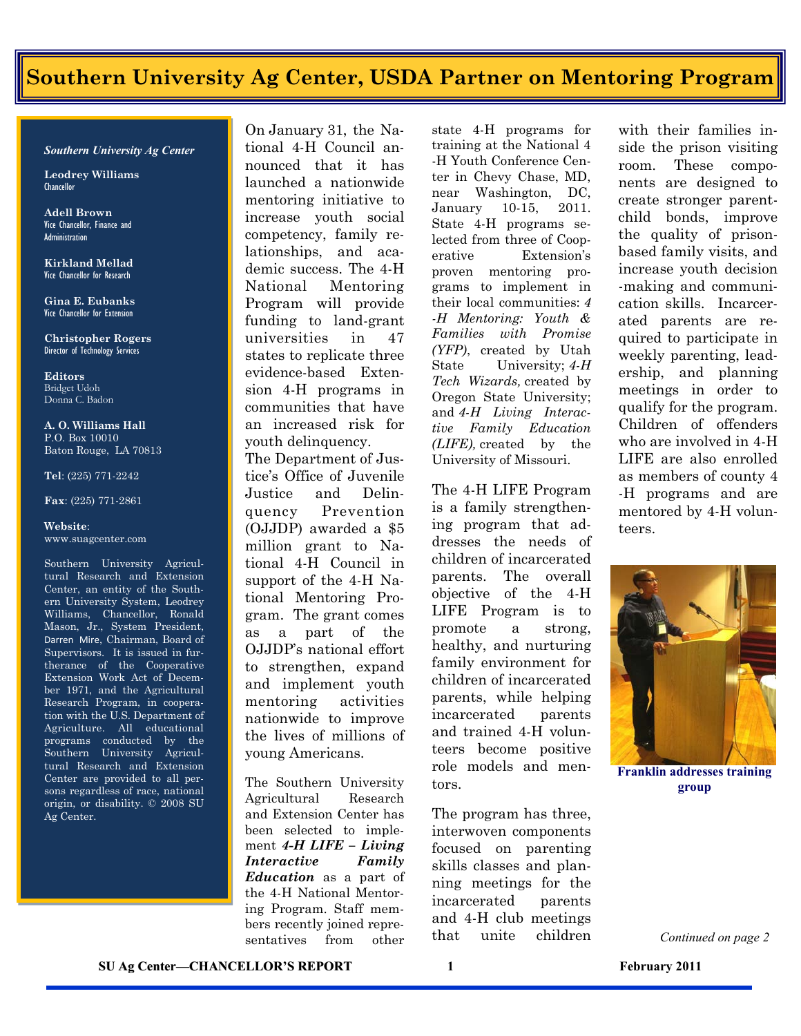# Southern University Ag Center, USDA Partner on Mentoring Program

***Southern University Ag Center***

**Leodrey Williams**
Chancellor

**Adell Brown**
Vice Chancellor, Finance and Administration

**Kirkland Mellad**
Vice Chancellor for Research

**Gina E. Eubanks**
Vice Chancellor for Extension

**Christopher Rogers**
Director of Technology Services

**Editors**
Bridget Udoh
Donna C. Badon

**A. O. Williams Hall**
P.O. Box 10010
Baton Rouge, LA 70813

**Tel**: (225) 771-2242

**Fax**: (225) 771-2861

**Website**:
www.suagcenter.com

Southern University Agricultural Research and Extension Center, an entity of the Southern University System, Leodrey Williams, Chancellor, Ronald Mason, Jr., System President, Darren Mire, Chairman, Board of Supervisors. It is issued in furtherance of the Cooperative Extension Work Act of December 1971, and the Agricultural Research Program, in cooperation with the U.S. Department of Agriculture. All educational programs conducted by the Southern University Agricultural Research and Extension Center are provided to all persons regardless of race, national origin, or disability. © 2008 SU Ag Center.

On January 31, the National 4-H Council announced that it has launched a nationwide mentoring initiative to increase youth social competency, family relationships, and academic success. The 4-H National Mentoring Program will provide funding to land-grant universities in 47 states to replicate three evidence-based Extension 4-H programs in communities that have an increased risk for youth delinquency.

The Department of Justice's Office of Juvenile Justice and Delinquency Prevention (OJJDP) awarded a $5 million grant to National 4-H Council in support of the 4-H National Mentoring Program. The grant comes as a part of the OJJDP's national effort to strengthen, expand and implement youth mentoring activities nationwide to improve the lives of millions of young Americans.

The Southern University Agricultural Research and Extension Center has been selected to implement ***4-H LIFE – Living Interactive Family Education*** as a part of the 4-H National Mentoring Program. Staff members recently joined representatives from other state 4-H programs for training at the National 4-H Youth Conference Center in Chevy Chase, MD, near Washington, DC, January 10-15, 2011. State 4-H programs selected from three of Cooperative Extension's proven mentoring programs to implement in their local communities: *4-H Mentoring: Youth & Families with Promise (YFP)*, created by Utah State University; *4-H Tech Wizards,* created by Oregon State University; and *4-H Living Interactive Family Education (LIFE),* created by the University of Missouri.

The 4-H LIFE Program is a family strengthening program that addresses the needs of children of incarcerated parents. The overall objective of the 4-H LIFE Program is to promote a strong, healthy, and nurturing family environment for children of incarcerated parents, while helping incarcerated parents and trained 4-H volunteers become positive role models and mentors.

The program has three, interwoven components focused on parenting skills classes and planning meetings for the incarcerated parents and 4-H club meetings that unite children with their families inside the prison visiting room. These components are designed to create stronger parent-child bonds, improve the quality of prison-based family visits, and increase youth decision-making and communication skills. Incarcerated parents are required to participate in weekly parenting, leadership, and planning meetings in order to qualify for the program. Children of offenders who are involved in 4-H LIFE are also enrolled as members of county 4-H programs and are mentored by 4-H volunteers.

**Franklin addresses training group**

*Continued on page 2*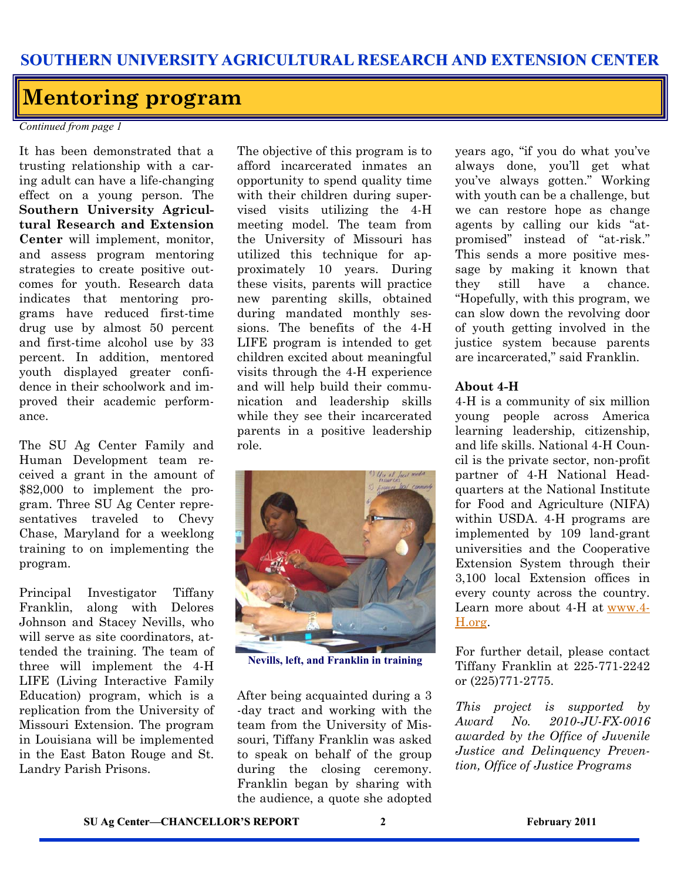SOUTHERN UNIVERSITY AGRICULTURAL RESEARCH AND EXTENSION CENTER

# Mentoring program

*Continued from page 1*

It has been demonstrated that a trusting relationship with a caring adult can have a life-changing effect on a young person. The **Southern University Agricultural Research and Extension Center** will implement, monitor, and assess program mentoring strategies to create positive outcomes for youth. Research data indicates that mentoring programs have reduced first-time drug use by almost 50 percent and first-time alcohol use by 33 percent. In addition, mentored youth displayed greater confidence in their schoolwork and improved their academic performance.

The SU Ag Center Family and Human Development team received a grant in the amount of $82,000 to implement the program. Three SU Ag Center representatives traveled to Chevy Chase, Maryland for a weeklong training to on implementing the program.

Principal Investigator Tiffany Franklin, along with Delores Johnson and Stacey Nevills, who will serve as site coordinators, attended the training. The team of three will implement the 4-H LIFE (Living Interactive Family Education) program, which is a replication from the University of Missouri Extension. The program in Louisiana will be implemented in the East Baton Rouge and St. Landry Parish Prisons.

The objective of this program is to afford incarcerated inmates an opportunity to spend quality time with their children during supervised visits utilizing the 4-H meeting model. The team from the University of Missouri has utilized this technique for approximately 10 years. During these visits, parents will practice new parenting skills, obtained during mandated monthly sessions. The benefits of the 4-H LIFE program is intended to get children excited about meaningful visits through the 4-H experience and will help build their communication and leadership skills while they see their incarcerated parents in a positive leadership role.

**Nevills, left, and Franklin in training**

After being acquainted during a 3-day tract and working with the team from the University of Missouri, Tiffany Franklin was asked to speak on behalf of the group during the closing ceremony. Franklin began by sharing with the audience, a quote she adopted years ago, "if you do what you've always done, you'll get what you've always gotten." Working with youth can be a challenge, but we can restore hope as change agents by calling our kids "at-promised" instead of "at-risk." This sends a more positive message by making it known that they still have a chance. "Hopefully, with this program, we can slow down the revolving door of youth getting involved in the justice system because parents are incarcerated," said Franklin.

**About 4-H**

4-H is a community of six million young people across America learning leadership, citizenship, and life skills. National 4-H Council is the private sector, non-profit partner of 4-H National Headquarters at the National Institute for Food and Agriculture (NIFA) within USDA. 4-H programs are implemented by 109 land-grant universities and the Cooperative Extension System through their 3,100 local Extension offices in every county across the country. Learn more about 4-H at www.4-H.org.

For further detail, please contact Tiffany Franklin at 225-771-2242 or (225)771-2775.

*This project is supported by Award No. 2010-JU-FX-0016 awarded by the Office of Juvenile Justice and Delinquency Prevention, Office of Justice Programs*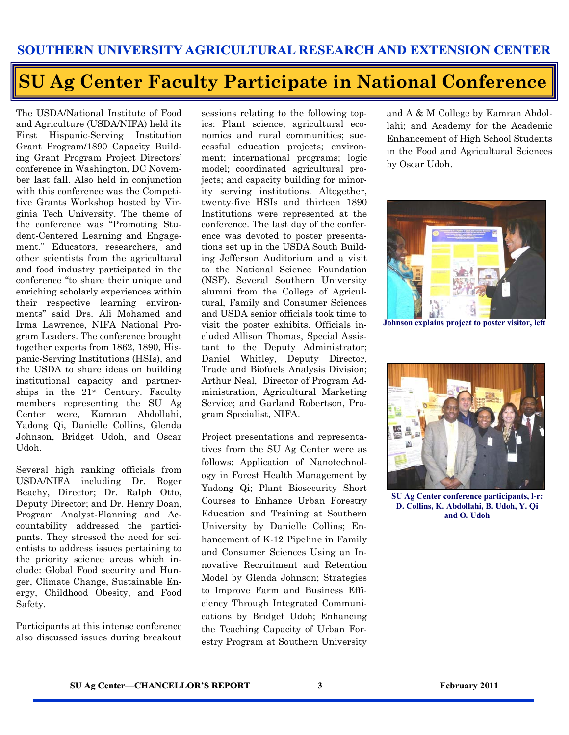SOUTHERN UNIVERSITY AGRICULTURAL RESEARCH AND EXTENSION CENTER

# SU Ag Center Faculty Participate in National Conference

The USDA/National Institute of Food and Agriculture (USDA/NIFA) held its First Hispanic-Serving Institution Grant Program/1890 Capacity Building Grant Program Project Directors' conference in Washington, DC November last fall. Also held in conjunction with this conference was the Competitive Grants Workshop hosted by Virginia Tech University. The theme of the conference was "Promoting Student-Centered Learning and Engagement." Educators, researchers, and other scientists from the agricultural and food industry participated in the conference "to share their unique and enriching scholarly experiences within their respective learning environments" said Drs. Ali Mohamed and Irma Lawrence, NIFA National Program Leaders. The conference brought together experts from 1862, 1890, Hispanic-Serving Institutions (HSIs), and the USDA to share ideas on building institutional capacity and partnerships in the 21st Century. Faculty members representing the SU Ag Center were, Kamran Abdollahi, Yadong Qi, Danielle Collins, Glenda Johnson, Bridget Udoh, and Oscar Udoh.

Several high ranking officials from USDA/NIFA including Dr. Roger Beachy, Director; Dr. Ralph Otto, Deputy Director; and Dr. Henry Doan, Program Analyst-Planning and Accountability addressed the participants. They stressed the need for scientists to address issues pertaining to the priority science areas which include: Global Food security and Hunger, Climate Change, Sustainable Energy, Childhood Obesity, and Food Safety.

Participants at this intense conference also discussed issues during breakout sessions relating to the following topics: Plant science; agricultural economics and rural communities; successful education projects; environment; international programs; logic model; coordinated agricultural projects; and capacity building for minority serving institutions. Altogether, twenty-five HSIs and thirteen 1890 Institutions were represented at the conference. The last day of the conference was devoted to poster presentations set up in the USDA South Building Jefferson Auditorium and a visit to the National Science Foundation (NSF). Several Southern University alumni from the College of Agricultural, Family and Consumer Sciences and USDA senior officials took time to visit the poster exhibits. Officials included Allison Thomas, Special Assistant to the Deputy Administrator; Daniel Whitley, Deputy Director, Trade and Biofuels Analysis Division; Arthur Neal, Director of Program Administration, Agricultural Marketing Service; and Garland Robertson, Program Specialist, NIFA.

Project presentations and representatives from the SU Ag Center were as follows: Application of Nanotechnology in Forest Health Management by Yadong Qi; Plant Biosecurity Short Courses to Enhance Urban Forestry Education and Training at Southern University by Danielle Collins; Enhancement of K-12 Pipeline in Family and Consumer Sciences Using an Innovative Recruitment and Retention Model by Glenda Johnson; Strategies to Improve Farm and Business Efficiency Through Integrated Communications by Bridget Udoh; Enhancing the Teaching Capacity of Urban Forestry Program at Southern University and A & M College by Kamran Abdollahi; and Academy for the Academic Enhancement of High School Students in the Food and Agricultural Sciences by Oscar Udoh.

**Johnson explains project to poster visitor, left**

**SU Ag Center conference participants, l-r: D. Collins, K. Abdollahi, B. Udoh, Y. Qi and O. Udoh**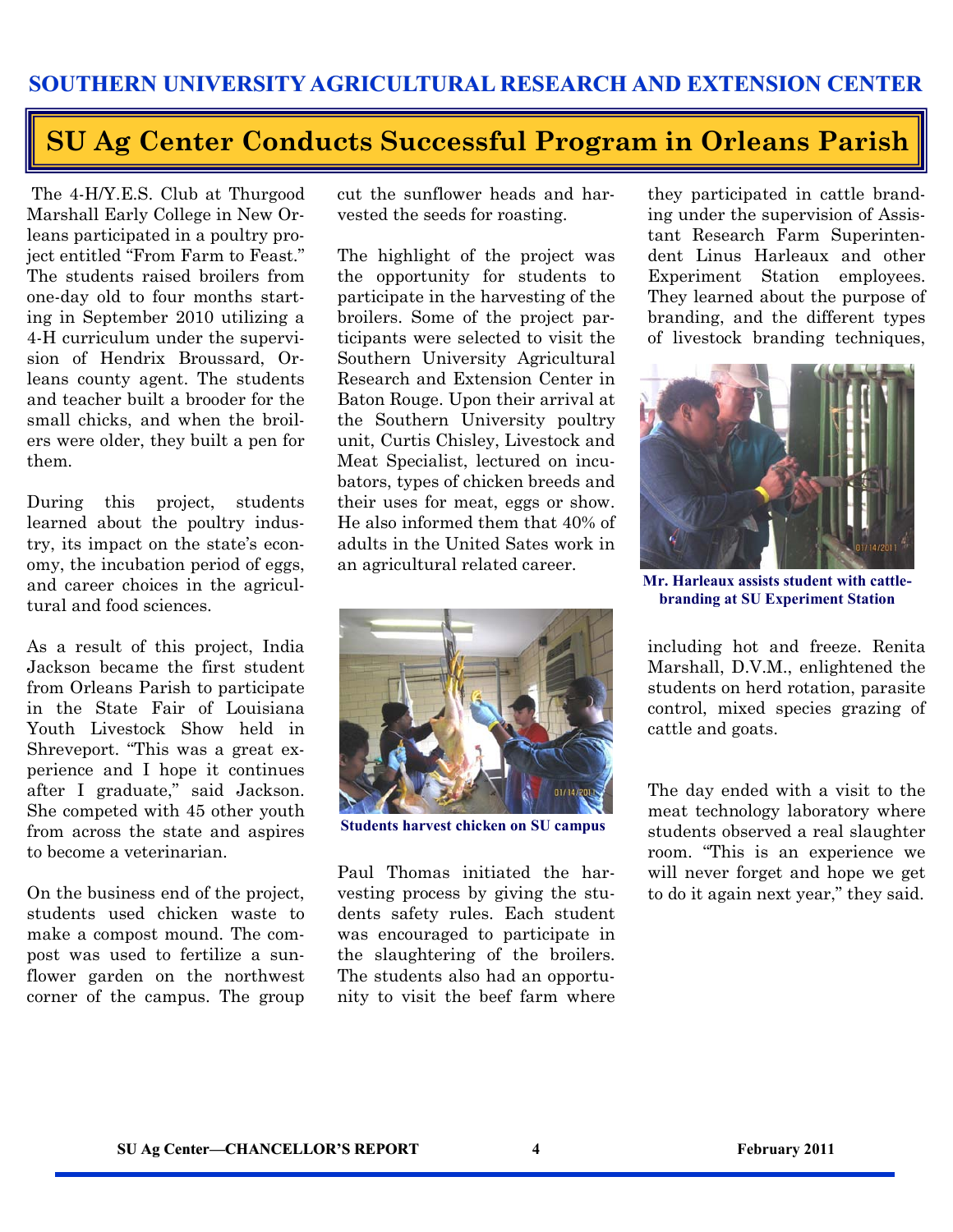SOUTHERN UNIVERSITY AGRICULTURAL RESEARCH AND EXTENSION CENTER

# SU Ag Center Conducts Successful Program in Orleans Parish

The 4-H/Y.E.S. Club at Thurgood Marshall Early College in New Orleans participated in a poultry project entitled "From Farm to Feast." The students raised broilers from one-day old to four months starting in September 2010 utilizing a 4-H curriculum under the supervision of Hendrix Broussard, Orleans county agent. The students and teacher built a brooder for the small chicks, and when the broilers were older, they built a pen for them.

During this project, students learned about the poultry industry, its impact on the state's economy, the incubation period of eggs, and career choices in the agricultural and food sciences.

As a result of this project, India Jackson became the first student from Orleans Parish to participate in the State Fair of Louisiana Youth Livestock Show held in Shreveport. "This was a great experience and I hope it continues after I graduate," said Jackson. She competed with 45 other youth from across the state and aspires to become a veterinarian.

On the business end of the project, students used chicken waste to make a compost mound. The compost was used to fertilize a sunflower garden on the northwest corner of the campus. The group cut the sunflower heads and harvested the seeds for roasting.

The highlight of the project was the opportunity for students to participate in the harvesting of the broilers. Some of the project participants were selected to visit the Southern University Agricultural Research and Extension Center in Baton Rouge. Upon their arrival at the Southern University poultry unit, Curtis Chisley, Livestock and Meat Specialist, lectured on incubators, types of chicken breeds and their uses for meat, eggs or show. He also informed them that 40% of adults in the United Sates work in an agricultural related career.

**Students harvest chicken on SU campus**

Paul Thomas initiated the harvesting process by giving the students safety rules. Each student was encouraged to participate in the slaughtering of the broilers. The students also had an opportunity to visit the beef farm where they participated in cattle branding under the supervision of Assistant Research Farm Superintendent Linus Harleaux and other Experiment Station employees. They learned about the purpose of branding, and the different types of livestock branding techniques, including hot and freeze. Renita Marshall, D.V.M., enlightened the students on herd rotation, parasite control, mixed species grazing of cattle and goats.

**Mr. Harleaux assists student with cattle-branding at SU Experiment Station**

The day ended with a visit to the meat technology laboratory where students observed a real slaughter room. "This is an experience we will never forget and hope we get to do it again next year," they said.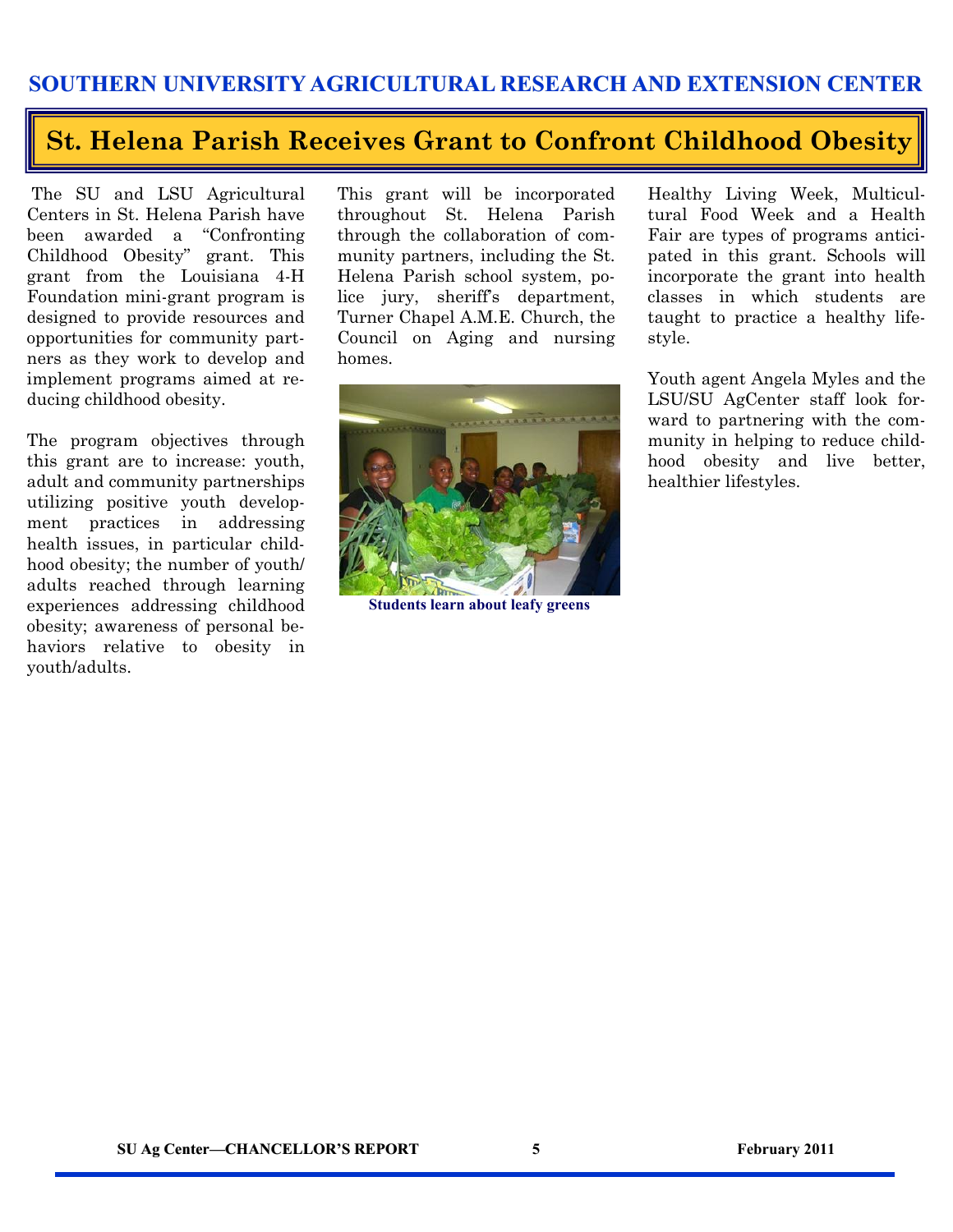# St. Helena Parish Receives Grant to Confront Childhood Obesity

The SU and LSU Agricultural Centers in St. Helena Parish have been awarded a "Confronting Childhood Obesity" grant. This grant from the Louisiana 4-H Foundation mini-grant program is designed to provide resources and opportunities for community partners as they work to develop and implement programs aimed at reducing childhood obesity.

The program objectives through this grant are to increase: youth, adult and community partnerships utilizing positive youth development practices in addressing health issues, in particular childhood obesity; the number of youth/adults reached through learning experiences addressing childhood obesity; awareness of personal behaviors relative to obesity in youth/adults.

This grant will be incorporated throughout St. Helena Parish through the collaboration of community partners, including the St. Helena Parish school system, police jury, sheriff's department, Turner Chapel A.M.E. Church, the Council on Aging and nursing homes.

Students learn about leafy greens

Healthy Living Week, Multicultural Food Week and a Health Fair are types of programs anticipated in this grant. Schools will incorporate the grant into health classes in which students are taught to practice a healthy lifestyle.

Youth agent Angela Myles and the LSU/SU AgCenter staff look forward to partnering with the community in helping to reduce childhood obesity and live better, healthier lifestyles.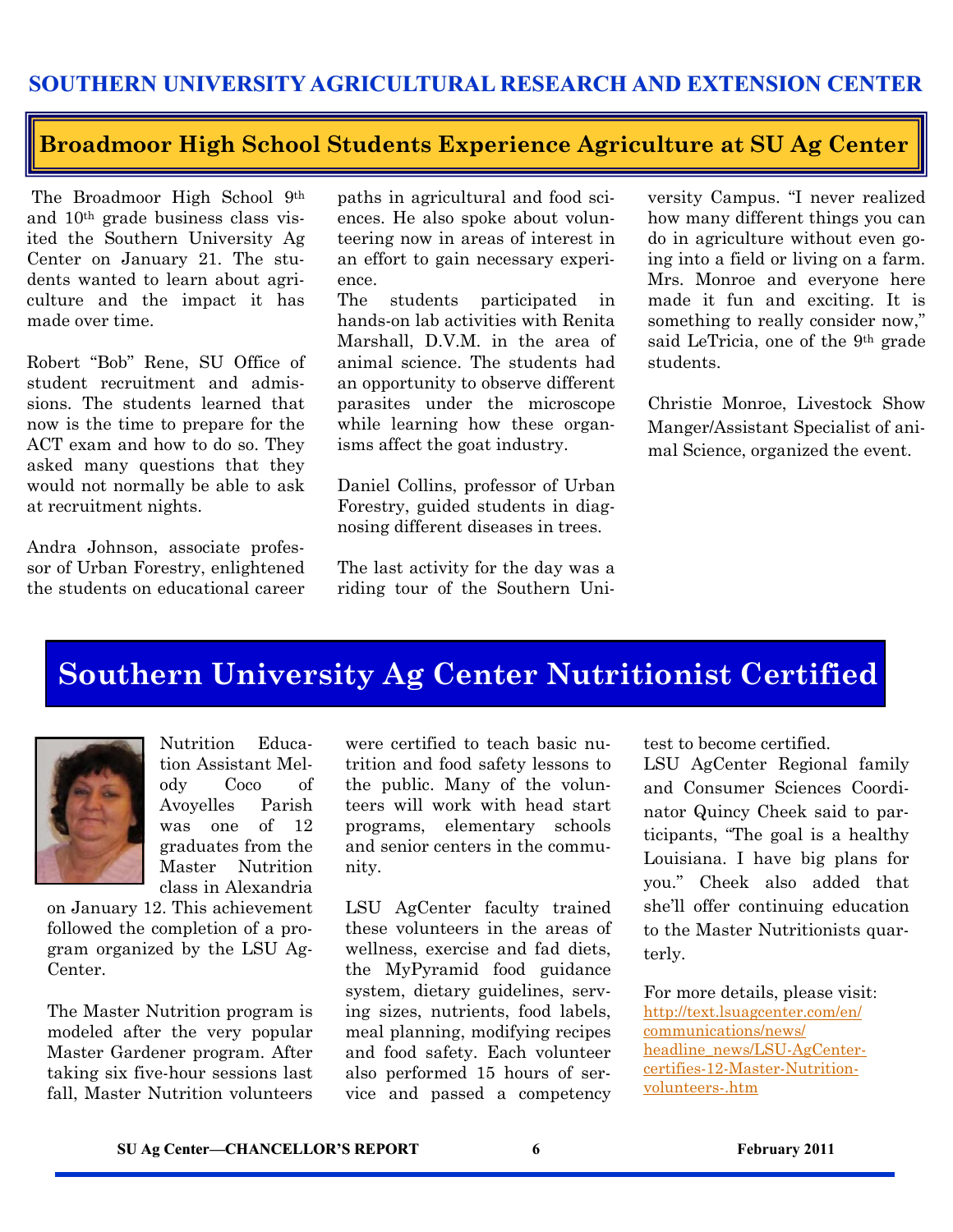## SOUTHERN UNIVERSITY AGRICULTURAL RESEARCH AND EXTENSION CENTER

## Broadmoor High School Students Experience Agriculture at SU Ag Center

The Broadmoor High School 9th and 10th grade business class visited the Southern University Ag Center on January 21. The students wanted to learn about agriculture and the impact it has made over time.

Robert "Bob" Rene, SU Office of student recruitment and admissions. The students learned that now is the time to prepare for the ACT exam and how to do so. They asked many questions that they would not normally be able to ask at recruitment nights.

Andra Johnson, associate professor of Urban Forestry, enlightened the students on educational career paths in agricultural and food sciences. He also spoke about volunteering now in areas of interest in an effort to gain necessary experience.

The students participated in hands-on lab activities with Renita Marshall, D.V.M. in the area of animal science. The students had an opportunity to observe different parasites under the microscope while learning how these organisms affect the goat industry.

Daniel Collins, professor of Urban Forestry, guided students in diagnosing different diseases in trees.

The last activity for the day was a riding tour of the Southern University Campus. "I never realized how many different things you can do in agriculture without even going into a field or living on a farm. Mrs. Monroe and everyone here made it fun and exciting. It is something to really consider now," said LeTricia, one of the 9th grade students.

Christie Monroe, Livestock Show Manger/Assistant Specialist of animal Science, organized the event.

## Southern University Ag Center Nutritionist Certified

Nutrition Education Assistant Melody Coco of Avoyelles Parish was one of 12 graduates from the Master Nutrition class in Alexandria on January 12. This achievement followed the completion of a program organized by the LSU AgCenter.

The Master Nutrition program is modeled after the very popular Master Gardener program. After taking six five-hour sessions last fall, Master Nutrition volunteers were certified to teach basic nutrition and food safety lessons to the public. Many of the volunteers will work with head start programs, elementary schools and senior centers in the community.

LSU AgCenter faculty trained these volunteers in the areas of wellness, exercise and fad diets, the MyPyramid food guidance system, dietary guidelines, serving sizes, nutrients, food labels, meal planning, modifying recipes and food safety. Each volunteer also performed 15 hours of service and passed a competency test to become certified.

LSU AgCenter Regional family and Consumer Sciences Coordinator Quincy Cheek said to participants, "The goal is a healthy Louisiana. I have big plans for you." Cheek also added that she'll offer continuing education to the Master Nutritionists quarterly.

For more details, please visit: http://text.lsuagcenter.com/en/communications/news/headline_news/LSU-AgCenter-certifies-12-Master-Nutrition-volunteers-.htm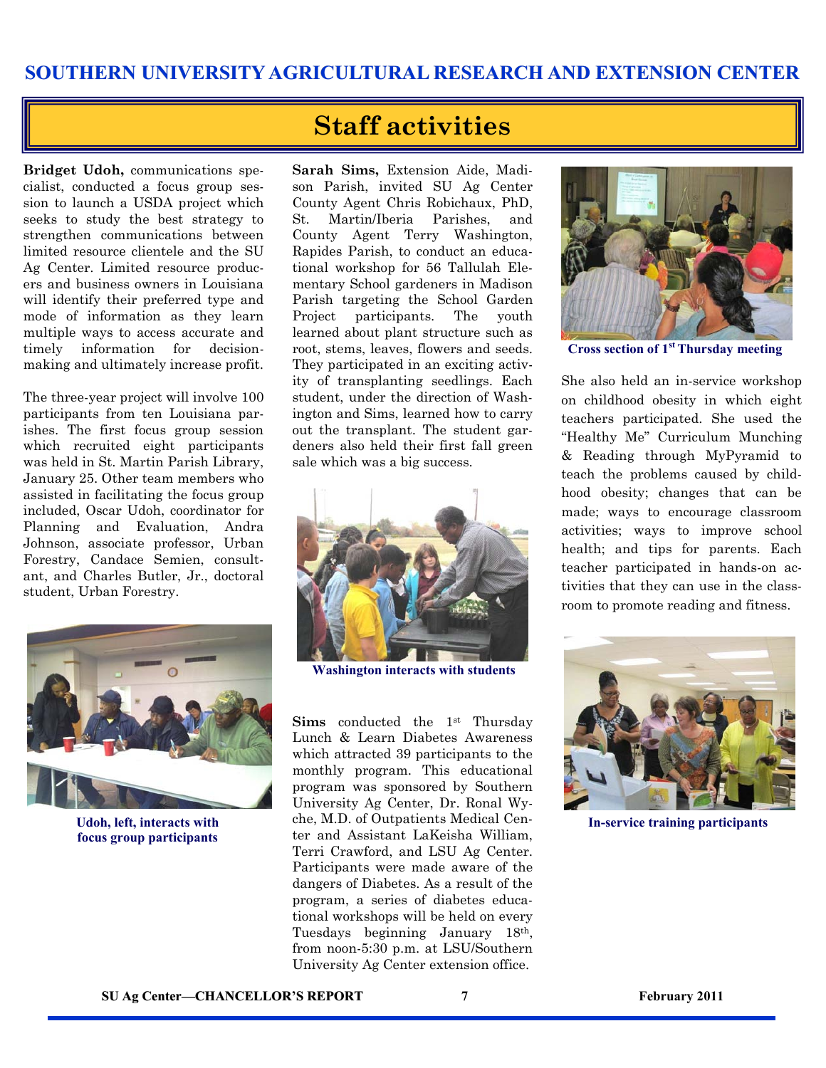# Staff activities

**Bridget Udoh,** communications specialist, conducted a focus group session to launch a USDA project which seeks to study the best strategy to strengthen communications between limited resource clientele and the SU Ag Center. Limited resource producers and business owners in Louisiana will identify their preferred type and mode of information as they learn multiple ways to access accurate and timely information for decision-making and ultimately increase profit.

The three-year project will involve 100 participants from ten Louisiana parishes. The first focus group session which recruited eight participants was held in St. Martin Parish Library, January 25. Other team members who assisted in facilitating the focus group included, Oscar Udoh, coordinator for Planning and Evaluation, Andra Johnson, associate professor, Urban Forestry, Candace Semien, consultant, and Charles Butler, Jr., doctoral student, Urban Forestry.

**Udoh, left, interacts with focus group participants**

**Sarah Sims,** Extension Aide, Madison Parish, invited SU Ag Center County Agent Chris Robichaux, PhD, St. Martin/Iberia Parishes, and County Agent Terry Washington, Rapides Parish, to conduct an educational workshop for 56 Tallulah Elementary School gardeners in Madison Parish targeting the School Garden Project participants. The youth learned about plant structure such as root, stems, leaves, flowers and seeds. They participated in an exciting activity of transplanting seedlings. Each student, under the direction of Washington and Sims, learned how to carry out the transplant. The student gardeners also held their first fall green sale which was a big success.

**Washington interacts with students**

**Sims** conducted the 1st Thursday Lunch & Learn Diabetes Awareness which attracted 39 participants to the monthly program. This educational program was sponsored by Southern University Ag Center, Dr. Ronal Wyche, M.D. of Outpatients Medical Center and Assistant LaKeisha William, Terri Crawford, and LSU Ag Center. Participants were made aware of the dangers of Diabetes. As a result of the program, a series of diabetes educational workshops will be held on every Tuesdays beginning January 18th, from noon-5:30 p.m. at LSU/Southern University Ag Center extension office.

**Cross section of 1st Thursday meeting**

She also held an in-service workshop on childhood obesity in which eight teachers participated. She used the "Healthy Me" Curriculum Munching & Reading through MyPyramid to teach the problems caused by childhood obesity; changes that can be made; ways to encourage classroom activities; ways to improve school health; and tips for parents. Each teacher participated in hands-on activities that they can use in the classroom to promote reading and fitness.

**In-service training participants**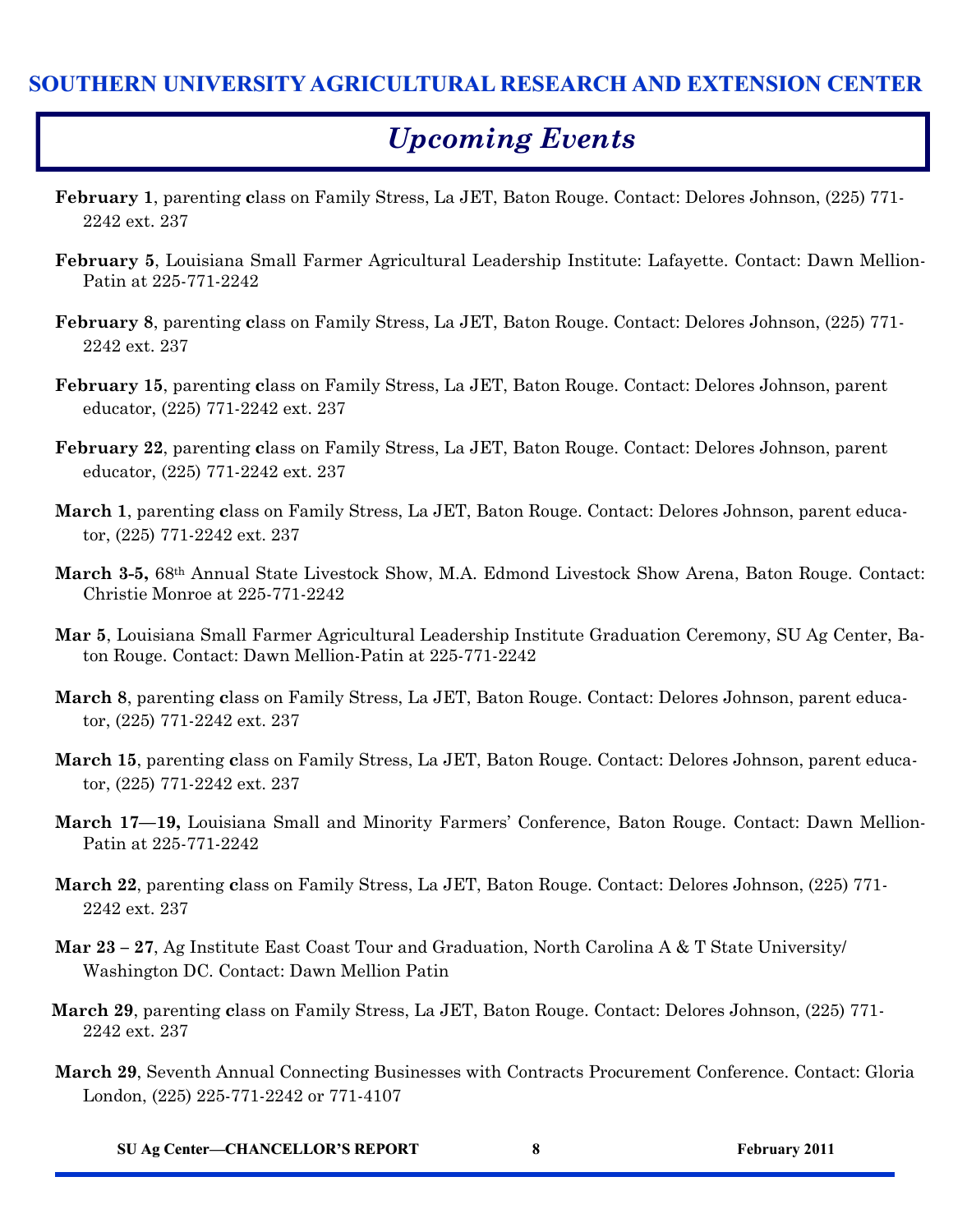## SOUTHERN UNIVERSITY AGRICULTURAL RESEARCH AND EXTENSION CENTER

# *Upcoming Events*

**February 1**, parenting **c**lass on Family Stress, La JET, Baton Rouge. Contact: Delores Johnson, (225) 771-2242 ext. 237

**February 5**, Louisiana Small Farmer Agricultural Leadership Institute: Lafayette. Contact: Dawn Mellion-Patin at 225-771-2242

**February 8**, parenting **c**lass on Family Stress, La JET, Baton Rouge. Contact: Delores Johnson, (225) 771-2242 ext. 237

**February 15**, parenting **c**lass on Family Stress, La JET, Baton Rouge. Contact: Delores Johnson, parent educator, (225) 771-2242 ext. 237

**February 22**, parenting **c**lass on Family Stress, La JET, Baton Rouge. Contact: Delores Johnson, parent educator, (225) 771-2242 ext. 237

**March 1**, parenting **c**lass on Family Stress, La JET, Baton Rouge. Contact: Delores Johnson, parent educator, (225) 771-2242 ext. 237

**March 3-5,** 68th Annual State Livestock Show, M.A. Edmond Livestock Show Arena, Baton Rouge. Contact: Christie Monroe at 225-771-2242

**Mar 5**, Louisiana Small Farmer Agricultural Leadership Institute Graduation Ceremony, SU Ag Center, Baton Rouge. Contact: Dawn Mellion-Patin at 225-771-2242

**March 8**, parenting **c**lass on Family Stress, La JET, Baton Rouge. Contact: Delores Johnson, parent educator, (225) 771-2242 ext. 237

**March 15**, parenting **c**lass on Family Stress, La JET, Baton Rouge. Contact: Delores Johnson, parent educator, (225) 771-2242 ext. 237

**March 17—19,** Louisiana Small and Minority Farmers' Conference, Baton Rouge. Contact: Dawn Mellion-Patin at 225-771-2242

**March 22**, parenting **c**lass on Family Stress, La JET, Baton Rouge. Contact: Delores Johnson, (225) 771-2242 ext. 237

**Mar 23 – 27**, Ag Institute East Coast Tour and Graduation, North Carolina A & T State University/ Washington DC. Contact: Dawn Mellion Patin

**March 29**, parenting **c**lass on Family Stress, La JET, Baton Rouge. Contact: Delores Johnson, (225) 771-2242 ext. 237

**March 29**, Seventh Annual Connecting Businesses with Contracts Procurement Conference. Contact: Gloria London, (225) 225-771-2242 or 771-4107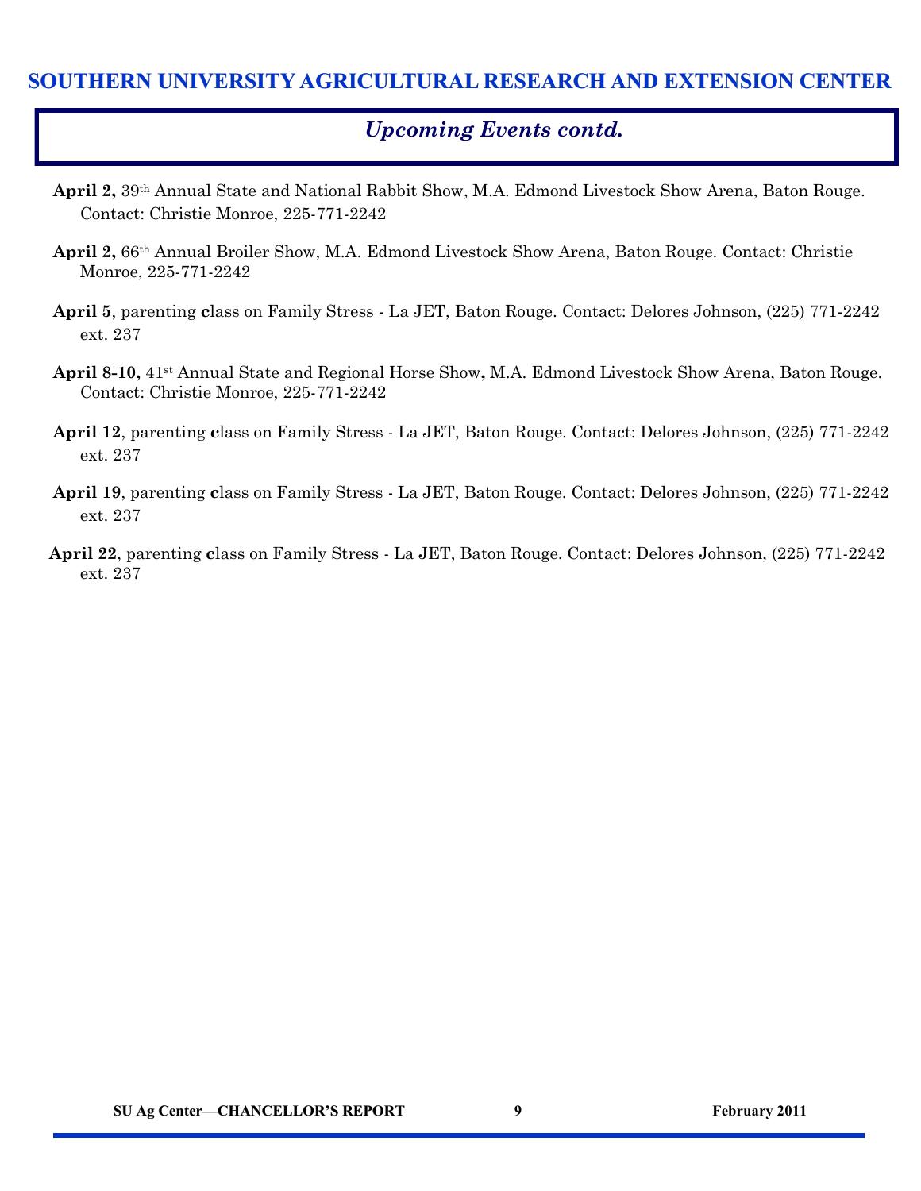## SOUTHERN UNIVERSITY AGRICULTURAL RESEARCH AND EXTENSION CENTER

### *Upcoming Events contd.*

**April 2,** 39th Annual State and National Rabbit Show, M.A. Edmond Livestock Show Arena, Baton Rouge. Contact: Christie Monroe, 225-771-2242

**April 2,** 66th Annual Broiler Show, M.A. Edmond Livestock Show Arena, Baton Rouge. Contact: Christie Monroe, 225-771-2242

**April 5**, parenting **c**lass on Family Stress - La JET, Baton Rouge. Contact: Delores Johnson, (225) 771-2242 ext. 237

**April 8-10,** 41st Annual State and Regional Horse Show**,** M.A. Edmond Livestock Show Arena, Baton Rouge. Contact: Christie Monroe, 225-771-2242

**April 12**, parenting **c**lass on Family Stress - La JET, Baton Rouge. Contact: Delores Johnson, (225) 771-2242 ext. 237

**April 19**, parenting **c**lass on Family Stress - La JET, Baton Rouge. Contact: Delores Johnson, (225) 771-2242 ext. 237

**April 22**, parenting **c**lass on Family Stress - La JET, Baton Rouge. Contact: Delores Johnson, (225) 771-2242 ext. 237